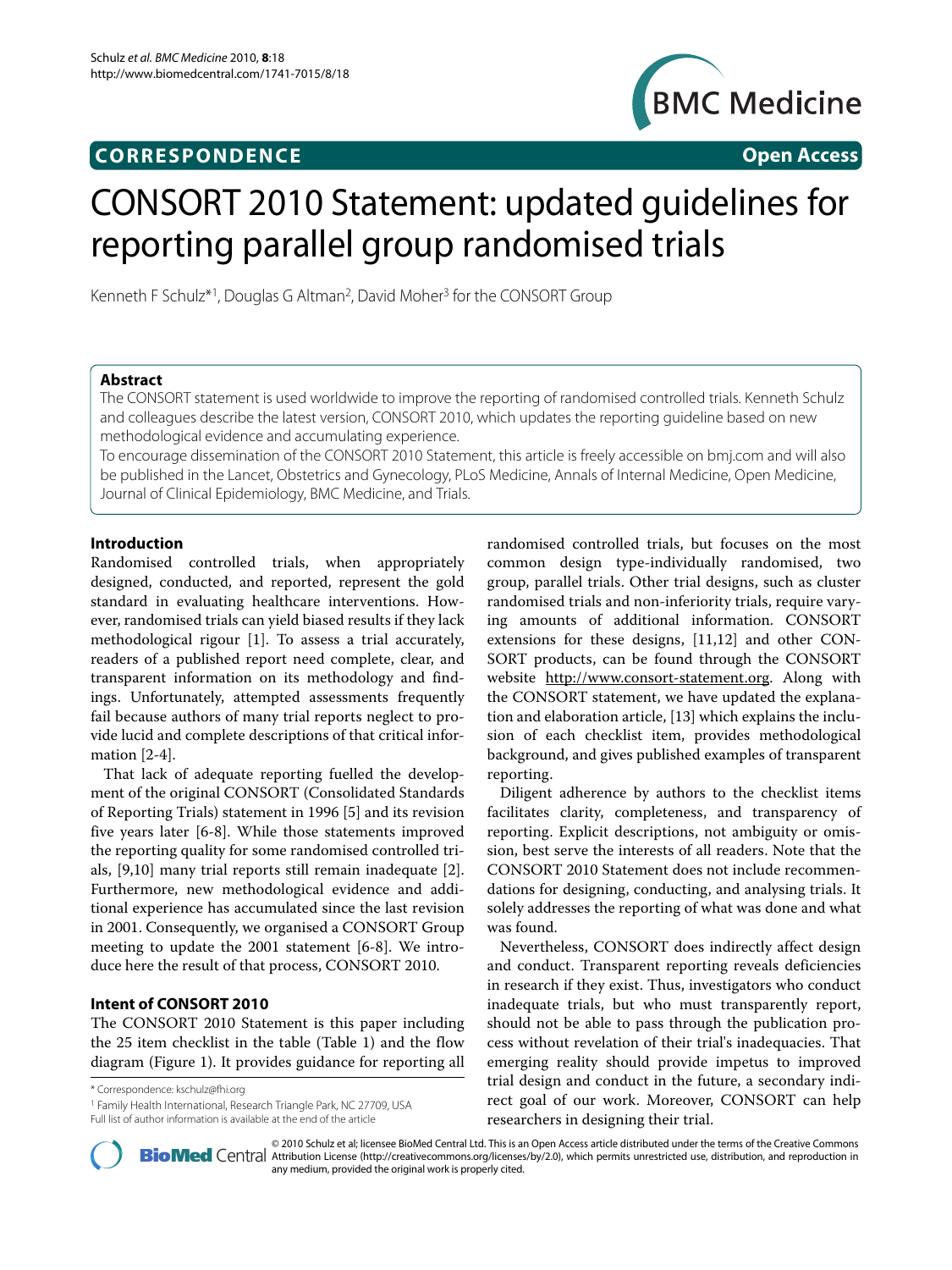**CORRESPONDENCE** **Open Access**

# CONSORT 2010 Statement: updated guidelines for reporting parallel group randomised trials

Kenneth F Schulz*[1], Douglas G Altman[2], David Moher[3] for the CONSORT Group

## Abstract

The CONSORT statement is used worldwide to improve the reporting of randomised controlled trials. Kenneth Schulz and colleagues describe the latest version, CONSORT 2010, which updates the reporting guideline based on new methodological evidence and accumulating experience.

To encourage dissemination of the CONSORT 2010 Statement, this article is freely accessible on bmj.com and will also be published in the Lancet, Obstetrics and Gynecology, PLoS Medicine, Annals of Internal Medicine, Open Medicine, Journal of Clinical Epidemiology, BMC Medicine, and Trials.

## Introduction

Randomised controlled trials, when appropriately designed, conducted, and reported, represent the gold standard in evaluating healthcare interventions. However, randomised trials can yield biased results if they lack methodological rigour [1]. To assess a trial accurately, readers of a published report need complete, clear, and transparent information on its methodology and findings. Unfortunately, attempted assessments frequently fail because authors of many trial reports neglect to provide lucid and complete descriptions of that critical information [2-4].

That lack of adequate reporting fuelled the development of the original CONSORT (Consolidated Standards of Reporting Trials) statement in 1996 [5] and its revision five years later [6-8]. While those statements improved the reporting quality for some randomised controlled trials, [9,10] many trial reports still remain inadequate [2]. Furthermore, new methodological evidence and additional experience has accumulated since the last revision in 2001. Consequently, we organised a CONSORT Group meeting to update the 2001 statement [6-8]. We introduce here the result of that process, CONSORT 2010.

## Intent of CONSORT 2010

The CONSORT 2010 Statement is this paper including the 25 item checklist in the table (Table 1) and the flow diagram (Figure 1). It provides guidance for reporting all randomised controlled trials, but focuses on the most common design type-individually randomised, two group, parallel trials. Other trial designs, such as cluster randomised trials and non-inferiority trials, require varying amounts of additional information. CONSORT extensions for these designs, [11,12] and other CONSORT products, can be found through the CONSORT website http://www.consort-statement.org. Along with the CONSORT statement, we have updated the explanation and elaboration article, [13] which explains the inclusion of each checklist item, provides methodological background, and gives published examples of transparent reporting.

Diligent adherence by authors to the checklist items facilitates clarity, completeness, and transparency of reporting. Explicit descriptions, not ambiguity or omission, best serve the interests of all readers. Note that the CONSORT 2010 Statement does not include recommendations for designing, conducting, and analysing trials. It solely addresses the reporting of what was done and what was found.

Nevertheless, CONSORT does indirectly affect design and conduct. Transparent reporting reveals deficiencies in research if they exist. Thus, investigators who conduct inadequate trials, but who must transparently report, should not be able to pass through the publication process without revelation of their trial's inadequacies. That emerging reality should provide impetus to improved trial design and conduct in the future, a secondary indirect goal of our work. Moreover, CONSORT can help researchers in designing their trial.

\* Correspondence: kschulz@fhi.org
[1] Family Health International, Research Triangle Park, NC 27709, USA
Full list of author information is available at the end of the article

© 2010 Schulz et al; licensee BioMed Central Ltd. This is an Open Access article distributed under the terms of the Creative Commons Attribution License (http://creativecommons.org/licenses/by/2.0), which permits unrestricted use, distribution, and reproduction in any medium, provided the original work is properly cited.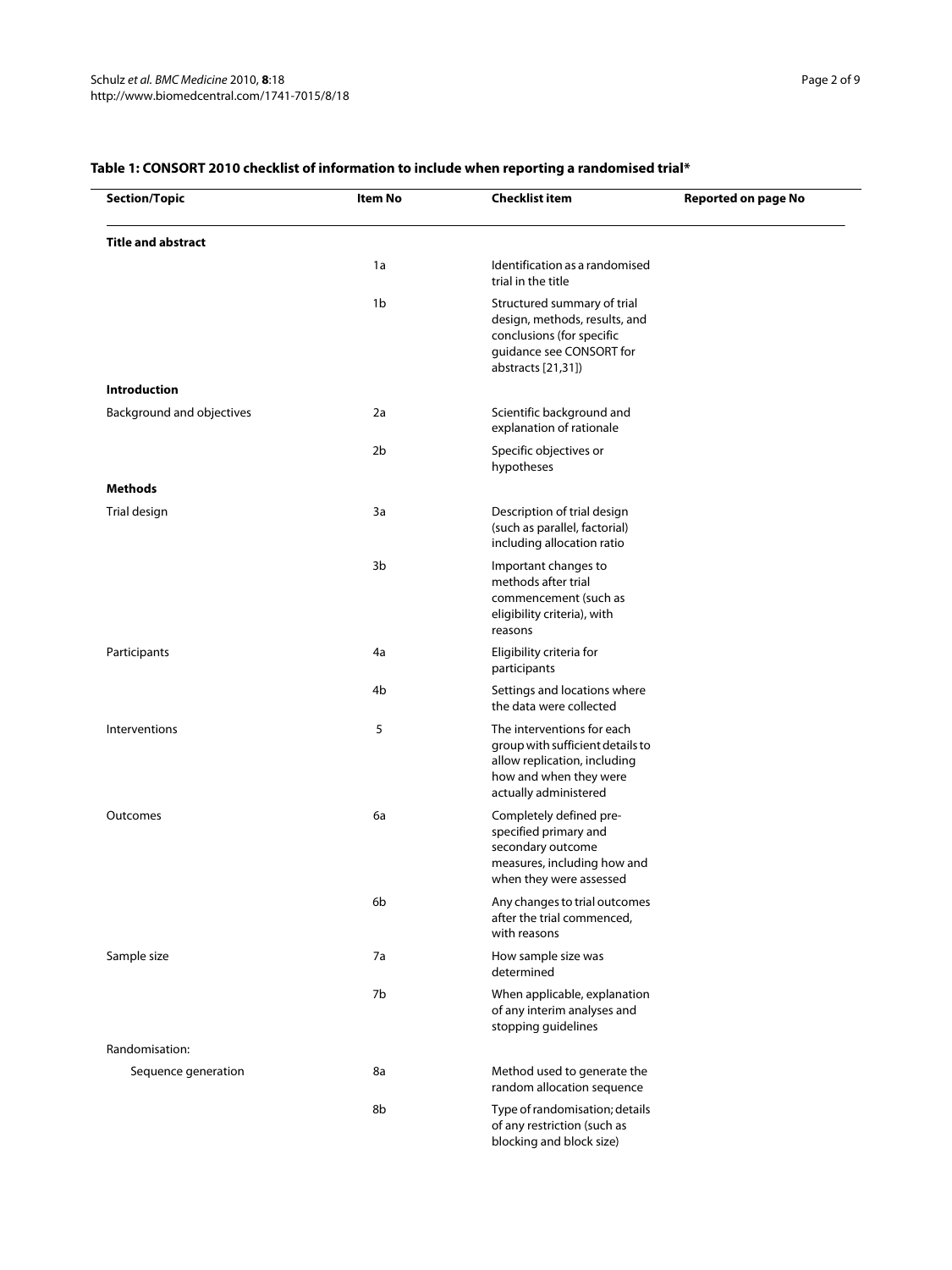**Table 1: CONSORT 2010 checklist of information to include when reporting a randomised trial***

| Section/Topic | Item No | Checklist item | Reported on page No |
|---|---|---|---|
| **Title and abstract** | | | |
| | 1a | Identification as a randomised trial in the title | |
| | 1b | Structured summary of trial design, methods, results, and conclusions (for specific guidance see CONSORT for abstracts [21,31]) | |
| **Introduction** | | | |
| Background and objectives | 2a | Scientific background and explanation of rationale | |
| | 2b | Specific objectives or hypotheses | |
| **Methods** | | | |
| Trial design | 3a | Description of trial design (such as parallel, factorial) including allocation ratio | |
| | 3b | Important changes to methods after trial commencement (such as eligibility criteria), with reasons | |
| Participants | 4a | Eligibility criteria for participants | |
| | 4b | Settings and locations where the data were collected | |
| Interventions | 5 | The interventions for each group with sufficient details to allow replication, including how and when they were actually administered | |
| Outcomes | 6a | Completely defined pre-specified primary and secondary outcome measures, including how and when they were assessed | |
| | 6b | Any changes to trial outcomes after the trial commenced, with reasons | |
| Sample size | 7a | How sample size was determined | |
| | 7b | When applicable, explanation of any interim analyses and stopping guidelines | |
| Randomisation: | | | |
| Sequence generation | 8a | Method used to generate the random allocation sequence | |
| | 8b | Type of randomisation; details of any restriction (such as blocking and block size) | |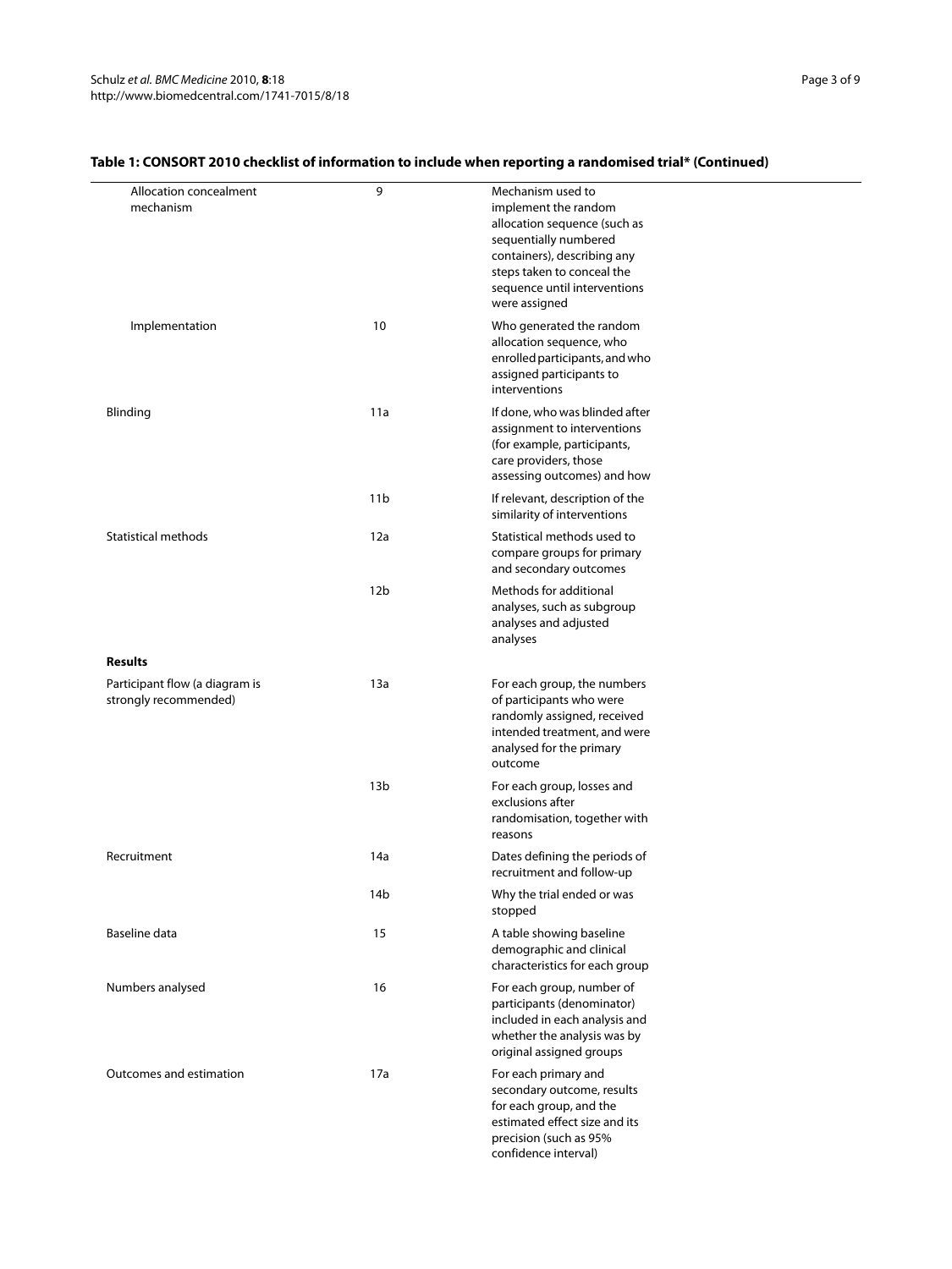**Table 1: CONSORT 2010 checklist of information to include when reporting a randomised trial* (Continued)**

| | | |
|---|---|---|
| Allocation concealment mechanism | 9 | Mechanism used to implement the random allocation sequence (such as sequentially numbered containers), describing any steps taken to conceal the sequence until interventions were assigned |
| Implementation | 10 | Who generated the random allocation sequence, who enrolled participants, and who assigned participants to interventions |
| Blinding | 11a | If done, who was blinded after assignment to interventions (for example, participants, care providers, those assessing outcomes) and how |
| | 11b | If relevant, description of the similarity of interventions |
| Statistical methods | 12a | Statistical methods used to compare groups for primary and secondary outcomes |
| | 12b | Methods for additional analyses, such as subgroup analyses and adjusted analyses |
| **Results** | | |
| Participant flow (a diagram is strongly recommended) | 13a | For each group, the numbers of participants who were randomly assigned, received intended treatment, and were analysed for the primary outcome |
| | 13b | For each group, losses and exclusions after randomisation, together with reasons |
| Recruitment | 14a | Dates defining the periods of recruitment and follow-up |
| | 14b | Why the trial ended or was stopped |
| Baseline data | 15 | A table showing baseline demographic and clinical characteristics for each group |
| Numbers analysed | 16 | For each group, number of participants (denominator) included in each analysis and whether the analysis was by original assigned groups |
| Outcomes and estimation | 17a | For each primary and secondary outcome, results for each group, and the estimated effect size and its precision (such as 95% confidence interval) |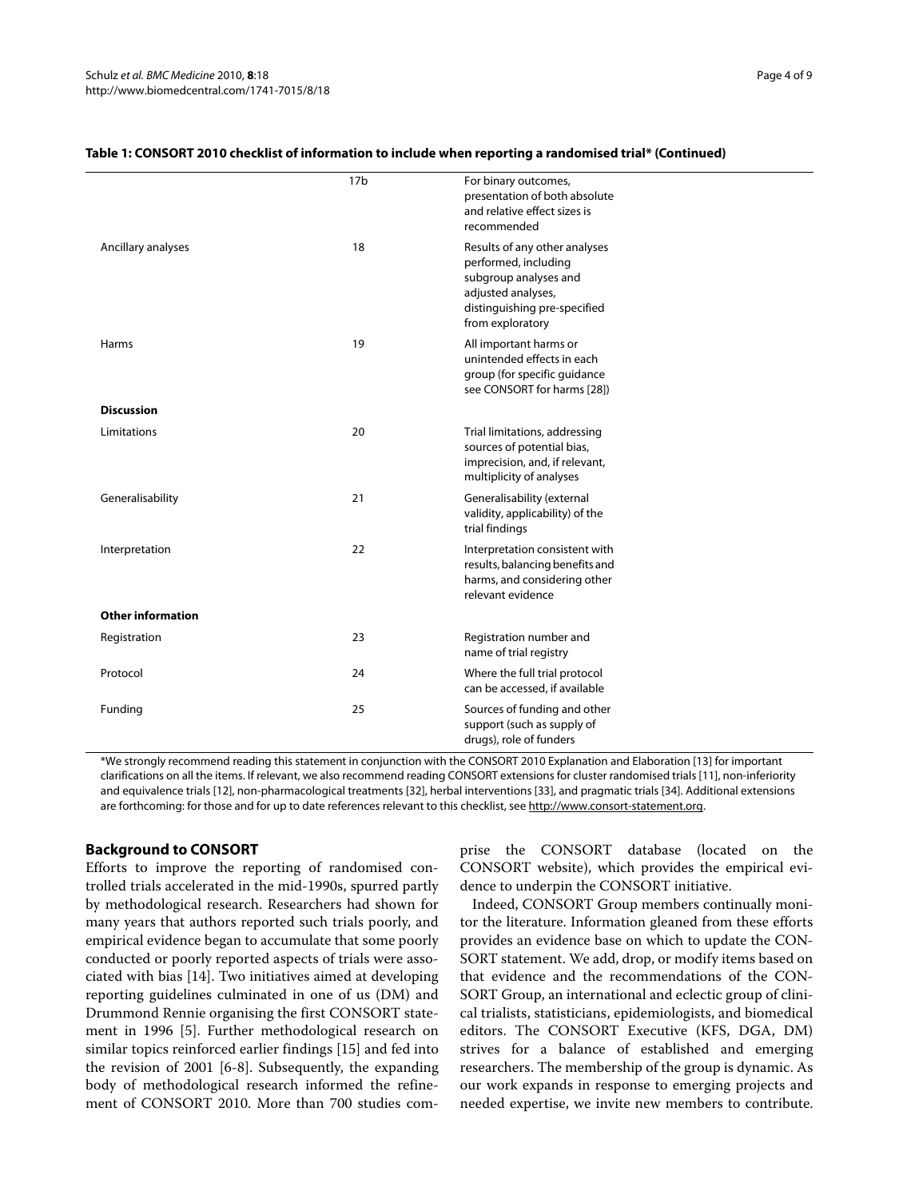**Table 1: CONSORT 2010 checklist of information to include when reporting a randomised trial* (Continued)**

| | | |
|---|---|---|
| | 17b | For binary outcomes, presentation of both absolute and relative effect sizes is recommended |
| Ancillary analyses | 18 | Results of any other analyses performed, including subgroup analyses and adjusted analyses, distinguishing pre-specified from exploratory |
| Harms | 19 | All important harms or unintended effects in each group (for specific guidance see CONSORT for harms [28]) |
| **Discussion** | | |
| Limitations | 20 | Trial limitations, addressing sources of potential bias, imprecision, and, if relevant, multiplicity of analyses |
| Generalisability | 21 | Generalisability (external validity, applicability) of the trial findings |
| Interpretation | 22 | Interpretation consistent with results, balancing benefits and harms, and considering other relevant evidence |
| **Other information** | | |
| Registration | 23 | Registration number and name of trial registry |
| Protocol | 24 | Where the full trial protocol can be accessed, if available |
| Funding | 25 | Sources of funding and other support (such as supply of drugs), role of funders |

*We strongly recommend reading this statement in conjunction with the CONSORT 2010 Explanation and Elaboration [13] for important clarifications on all the items. If relevant, we also recommend reading CONSORT extensions for cluster randomised trials [11], non-inferiority and equivalence trials [12], non-pharmacological treatments [32], herbal interventions [33], and pragmatic trials [34]. Additional extensions are forthcoming: for those and for up to date references relevant to this checklist, see http://www.consort-statement.org.

## Background to CONSORT

Efforts to improve the reporting of randomised controlled trials accelerated in the mid-1990s, spurred partly by methodological research. Researchers had shown for many years that authors reported such trials poorly, and empirical evidence began to accumulate that some poorly conducted or poorly reported aspects of trials were associated with bias [14]. Two initiatives aimed at developing reporting guidelines culminated in one of us (DM) and Drummond Rennie organising the first CONSORT statement in 1996 [5]. Further methodological research on similar topics reinforced earlier findings [15] and fed into the revision of 2001 [6-8]. Subsequently, the expanding body of methodological research informed the refinement of CONSORT 2010. More than 700 studies comprise the CONSORT database (located on the CONSORT website), which provides the empirical evidence to underpin the CONSORT initiative.

Indeed, CONSORT Group members continually monitor the literature. Information gleaned from these efforts provides an evidence base on which to update the CONSORT statement. We add, drop, or modify items based on that evidence and the recommendations of the CONSORT Group, an international and eclectic group of clinical trialists, statisticians, epidemiologists, and biomedical editors. The CONSORT Executive (KFS, DGA, DM) strives for a balance of established and emerging researchers. The membership of the group is dynamic. As our work expands in response to emerging projects and needed expertise, we invite new members to contribute.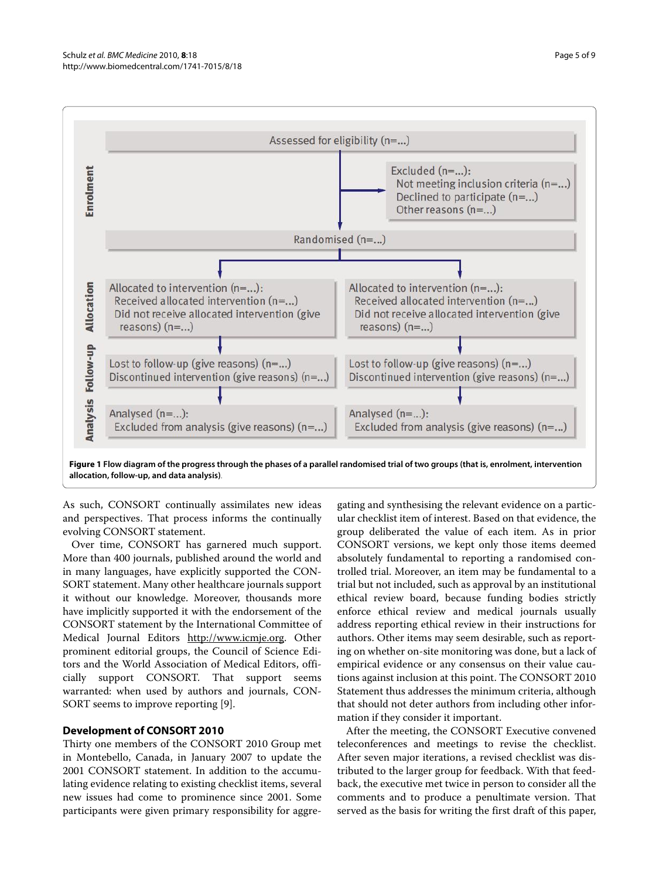Assessed for eligibility (n=...)

Excluded (n=...):
- Not meeting inclusion criteria (n=...)
- Declined to participate (n=...)
- Other reasons (n=...)

Randomised (n=...)

| | | |
|---|---|---|
| **Allocation** | Allocated to intervention (n=...): Received allocated intervention (n=...) Did not receive allocated intervention (give reasons) (n=...) | Allocated to intervention (n=...): Received allocated intervention (n=...) Did not receive allocated intervention (give reasons) (n=...) |
| **Follow-up** | Lost to follow-up (give reasons) (n=...) Discontinued intervention (give reasons) (n=...) | Lost to follow-up (give reasons) (n=...) Discontinued intervention (give reasons) (n=...) |
| **Analysis** | Analysed (n=...): Excluded from analysis (give reasons) (n=...) | Analysed (n=...): Excluded from analysis (give reasons) (n=...) |

**Figure 1 Flow diagram of the progress through the phases of a parallel randomised trial of two groups (that is, enrolment, intervention allocation, follow-up, and data analysis)**.

As such, CONSORT continually assimilates new ideas and perspectives. That process informs the continually evolving CONSORT statement.

Over time, CONSORT has garnered much support. More than 400 journals, published around the world and in many languages, have explicitly supported the CONSORT statement. Many other healthcare journals support it without our knowledge. Moreover, thousands more have implicitly supported it with the endorsement of the CONSORT statement by the International Committee of Medical Journal Editors http://www.icmje.org. Other prominent editorial groups, the Council of Science Editors and the World Association of Medical Editors, officially support CONSORT. That support seems warranted: when used by authors and journals, CONSORT seems to improve reporting [9].

## Development of CONSORT 2010

Thirty one members of the CONSORT 2010 Group met in Montebello, Canada, in January 2007 to update the 2001 CONSORT statement. In addition to the accumulating evidence relating to existing checklist items, several new issues had come to prominence since 2001. Some participants were given primary responsibility for aggregating and synthesising the relevant evidence on a particular checklist item of interest. Based on that evidence, the group deliberated the value of each item. As in prior CONSORT versions, we kept only those items deemed absolutely fundamental to reporting a randomised controlled trial. Moreover, an item may be fundamental to a trial but not included, such as approval by an institutional ethical review board, because funding bodies strictly enforce ethical review and medical journals usually address reporting ethical review in their instructions for authors. Other items may seem desirable, such as reporting on whether on-site monitoring was done, but a lack of empirical evidence or any consensus on their value cautions against inclusion at this point. The CONSORT 2010 Statement thus addresses the minimum criteria, although that should not deter authors from including other information if they consider it important.

After the meeting, the CONSORT Executive convened teleconferences and meetings to revise the checklist. After seven major iterations, a revised checklist was distributed to the larger group for feedback. With that feedback, the executive met twice in person to consider all the comments and to produce a penultimate version. That served as the basis for writing the first draft of this paper,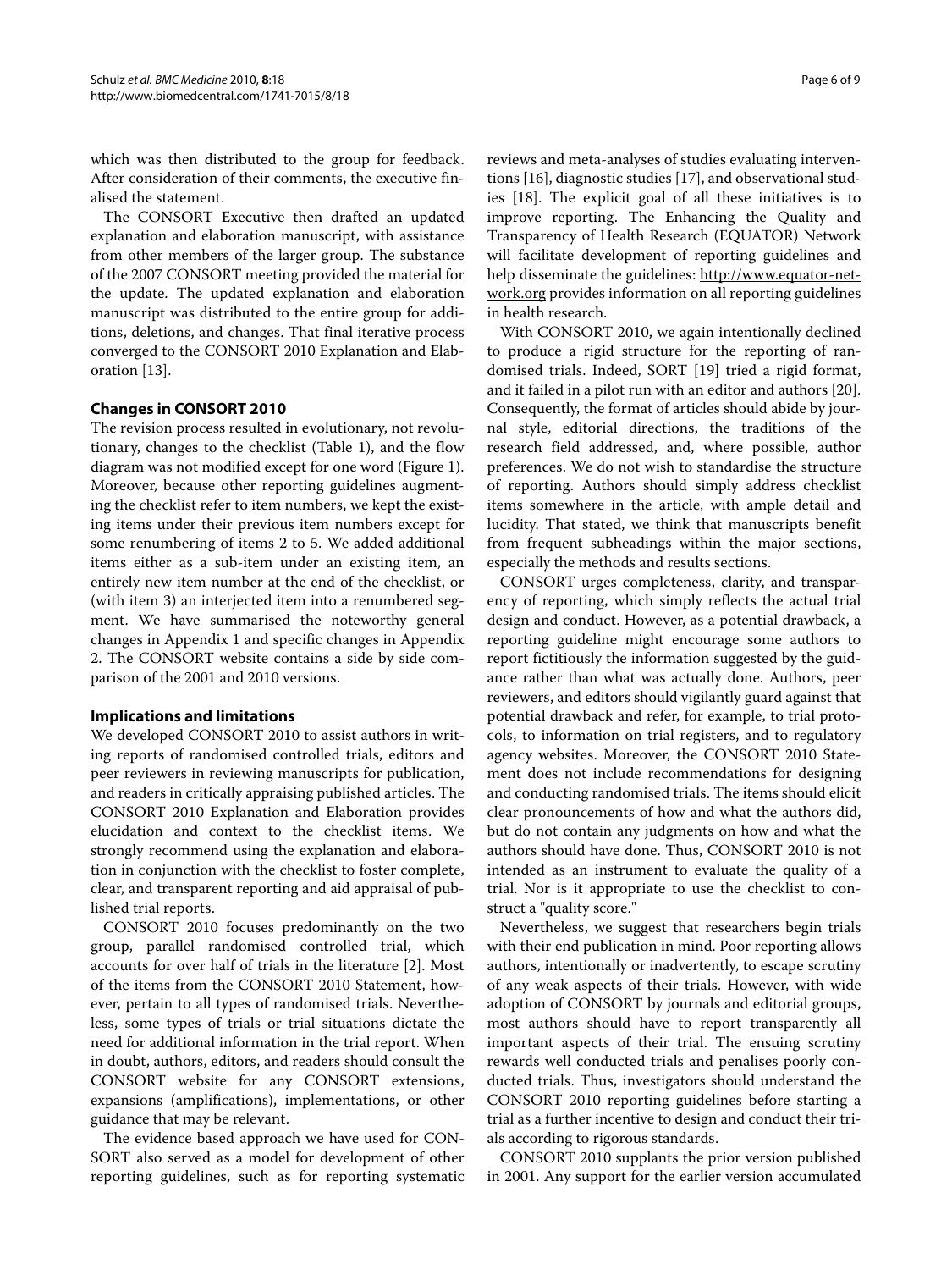which was then distributed to the group for feedback. After consideration of their comments, the executive finalised the statement.

The CONSORT Executive then drafted an updated explanation and elaboration manuscript, with assistance from other members of the larger group. The substance of the 2007 CONSORT meeting provided the material for the update. The updated explanation and elaboration manuscript was distributed to the entire group for additions, deletions, and changes. That final iterative process converged to the CONSORT 2010 Explanation and Elaboration [13].

## Changes in CONSORT 2010

The revision process resulted in evolutionary, not revolutionary, changes to the checklist (Table 1), and the flow diagram was not modified except for one word (Figure 1). Moreover, because other reporting guidelines augmenting the checklist refer to item numbers, we kept the existing items under their previous item numbers except for some renumbering of items 2 to 5. We added additional items either as a sub-item under an existing item, an entirely new item number at the end of the checklist, or (with item 3) an interjected item into a renumbered segment. We have summarised the noteworthy general changes in Appendix 1 and specific changes in Appendix 2. The CONSORT website contains a side by side comparison of the 2001 and 2010 versions.

## Implications and limitations

We developed CONSORT 2010 to assist authors in writing reports of randomised controlled trials, editors and peer reviewers in reviewing manuscripts for publication, and readers in critically appraising published articles. The CONSORT 2010 Explanation and Elaboration provides elucidation and context to the checklist items. We strongly recommend using the explanation and elaboration in conjunction with the checklist to foster complete, clear, and transparent reporting and aid appraisal of published trial reports.

CONSORT 2010 focuses predominantly on the two group, parallel randomised controlled trial, which accounts for over half of trials in the literature [2]. Most of the items from the CONSORT 2010 Statement, however, pertain to all types of randomised trials. Nevertheless, some types of trials or trial situations dictate the need for additional information in the trial report. When in doubt, authors, editors, and readers should consult the CONSORT website for any CONSORT extensions, expansions (amplifications), implementations, or other guidance that may be relevant.

The evidence based approach we have used for CONSORT also served as a model for development of other reporting guidelines, such as for reporting systematic reviews and meta-analyses of studies evaluating interventions [16], diagnostic studies [17], and observational studies [18]. The explicit goal of all these initiatives is to improve reporting. The Enhancing the Quality and Transparency of Health Research (EQUATOR) Network will facilitate development of reporting guidelines and help disseminate the guidelines: http://www.equator-network.org provides information on all reporting guidelines in health research.

With CONSORT 2010, we again intentionally declined to produce a rigid structure for the reporting of randomised trials. Indeed, SORT [19] tried a rigid format, and it failed in a pilot run with an editor and authors [20]. Consequently, the format of articles should abide by journal style, editorial directions, the traditions of the research field addressed, and, where possible, author preferences. We do not wish to standardise the structure of reporting. Authors should simply address checklist items somewhere in the article, with ample detail and lucidity. That stated, we think that manuscripts benefit from frequent subheadings within the major sections, especially the methods and results sections.

CONSORT urges completeness, clarity, and transparency of reporting, which simply reflects the actual trial design and conduct. However, as a potential drawback, a reporting guideline might encourage some authors to report fictitiously the information suggested by the guidance rather than what was actually done. Authors, peer reviewers, and editors should vigilantly guard against that potential drawback and refer, for example, to trial protocols, to information on trial registers, and to regulatory agency websites. Moreover, the CONSORT 2010 Statement does not include recommendations for designing and conducting randomised trials. The items should elicit clear pronouncements of how and what the authors did, but do not contain any judgments on how and what the authors should have done. Thus, CONSORT 2010 is not intended as an instrument to evaluate the quality of a trial. Nor is it appropriate to use the checklist to construct a "quality score."

Nevertheless, we suggest that researchers begin trials with their end publication in mind. Poor reporting allows authors, intentionally or inadvertently, to escape scrutiny of any weak aspects of their trials. However, with wide adoption of CONSORT by journals and editorial groups, most authors should have to report transparently all important aspects of their trial. The ensuing scrutiny rewards well conducted trials and penalises poorly conducted trials. Thus, investigators should understand the CONSORT 2010 reporting guidelines before starting a trial as a further incentive to design and conduct their trials according to rigorous standards.

CONSORT 2010 supplants the prior version published in 2001. Any support for the earlier version accumulated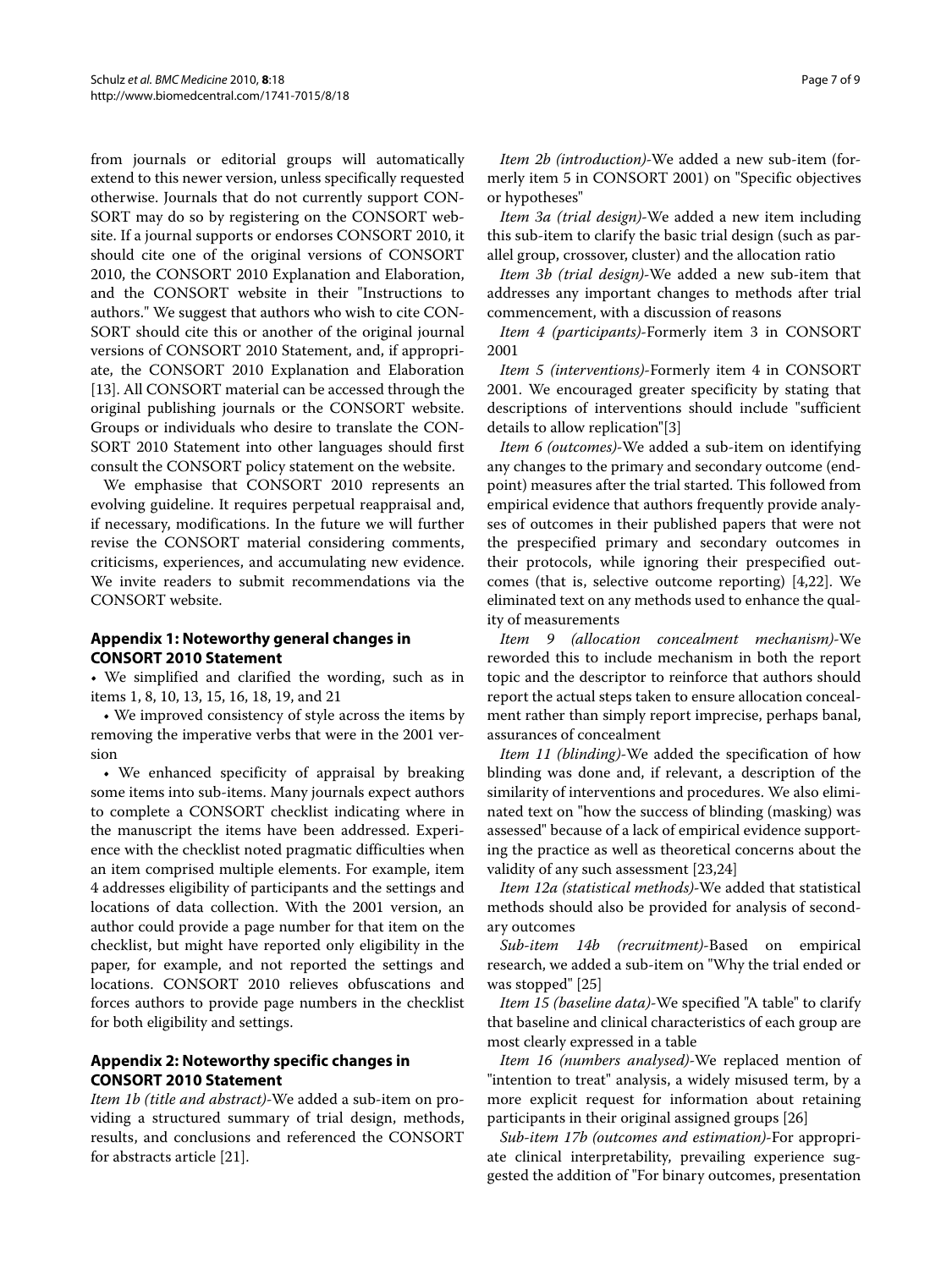from journals or editorial groups will automatically extend to this newer version, unless specifically requested otherwise. Journals that do not currently support CONSORT may do so by registering on the CONSORT website. If a journal supports or endorses CONSORT 2010, it should cite one of the original versions of CONSORT 2010, the CONSORT 2010 Explanation and Elaboration, and the CONSORT website in their "Instructions to authors." We suggest that authors who wish to cite CONSORT should cite this or another of the original journal versions of CONSORT 2010 Statement, and, if appropriate, the CONSORT 2010 Explanation and Elaboration [13]. All CONSORT material can be accessed through the original publishing journals or the CONSORT website. Groups or individuals who desire to translate the CONSORT 2010 Statement into other languages should first consult the CONSORT policy statement on the website.

We emphasise that CONSORT 2010 represents an evolving guideline. It requires perpetual reappraisal and, if necessary, modifications. In the future we will further revise the CONSORT material considering comments, criticisms, experiences, and accumulating new evidence. We invite readers to submit recommendations via the CONSORT website.

## Appendix 1: Noteworthy general changes in CONSORT 2010 Statement

- We simplified and clarified the wording, such as in items 1, 8, 10, 13, 15, 16, 18, 19, and 21
- We improved consistency of style across the items by removing the imperative verbs that were in the 2001 version
- We enhanced specificity of appraisal by breaking some items into sub-items. Many journals expect authors to complete a CONSORT checklist indicating where in the manuscript the items have been addressed. Experience with the checklist noted pragmatic difficulties when an item comprised multiple elements. For example, item 4 addresses eligibility of participants and the settings and locations of data collection. With the 2001 version, an author could provide a page number for that item on the checklist, but might have reported only eligibility in the paper, for example, and not reported the settings and locations. CONSORT 2010 relieves obfuscations and forces authors to provide page numbers in the checklist for both eligibility and settings.

## Appendix 2: Noteworthy specific changes in CONSORT 2010 Statement

*Item 1b (title and abstract)*-We added a sub-item on providing a structured summary of trial design, methods, results, and conclusions and referenced the CONSORT for abstracts article [21].

*Item 2b (introduction)*-We added a new sub-item (formerly item 5 in CONSORT 2001) on "Specific objectives or hypotheses"

*Item 3a (trial design)*-We added a new item including this sub-item to clarify the basic trial design (such as parallel group, crossover, cluster) and the allocation ratio

*Item 3b (trial design)*-We added a new sub-item that addresses any important changes to methods after trial commencement, with a discussion of reasons

*Item 4 (participants)*-Formerly item 3 in CONSORT 2001

*Item 5 (interventions)*-Formerly item 4 in CONSORT 2001. We encouraged greater specificity by stating that descriptions of interventions should include "sufficient details to allow replication"[3]

*Item 6 (outcomes)*-We added a sub-item on identifying any changes to the primary and secondary outcome (endpoint) measures after the trial started. This followed from empirical evidence that authors frequently provide analyses of outcomes in their published papers that were not the prespecified primary and secondary outcomes in their protocols, while ignoring their prespecified outcomes (that is, selective outcome reporting) [4,22]. We eliminated text on any methods used to enhance the quality of measurements

*Item 9 (allocation concealment mechanism)*-We reworded this to include mechanism in both the report topic and the descriptor to reinforce that authors should report the actual steps taken to ensure allocation concealment rather than simply report imprecise, perhaps banal, assurances of concealment

*Item 11 (blinding)*-We added the specification of how blinding was done and, if relevant, a description of the similarity of interventions and procedures. We also eliminated text on "how the success of blinding (masking) was assessed" because of a lack of empirical evidence supporting the practice as well as theoretical concerns about the validity of any such assessment [23,24]

*Item 12a (statistical methods)*-We added that statistical methods should also be provided for analysis of secondary outcomes

*Sub-item 14b (recruitment)*-Based on empirical research, we added a sub-item on "Why the trial ended or was stopped" [25]

*Item 15 (baseline data)*-We specified "A table" to clarify that baseline and clinical characteristics of each group are most clearly expressed in a table

*Item 16 (numbers analysed)*-We replaced mention of "intention to treat" analysis, a widely misused term, by a more explicit request for information about retaining participants in their original assigned groups [26]

*Sub-item 17b (outcomes and estimation)*-For appropriate clinical interpretability, prevailing experience suggested the addition of "For binary outcomes, presentation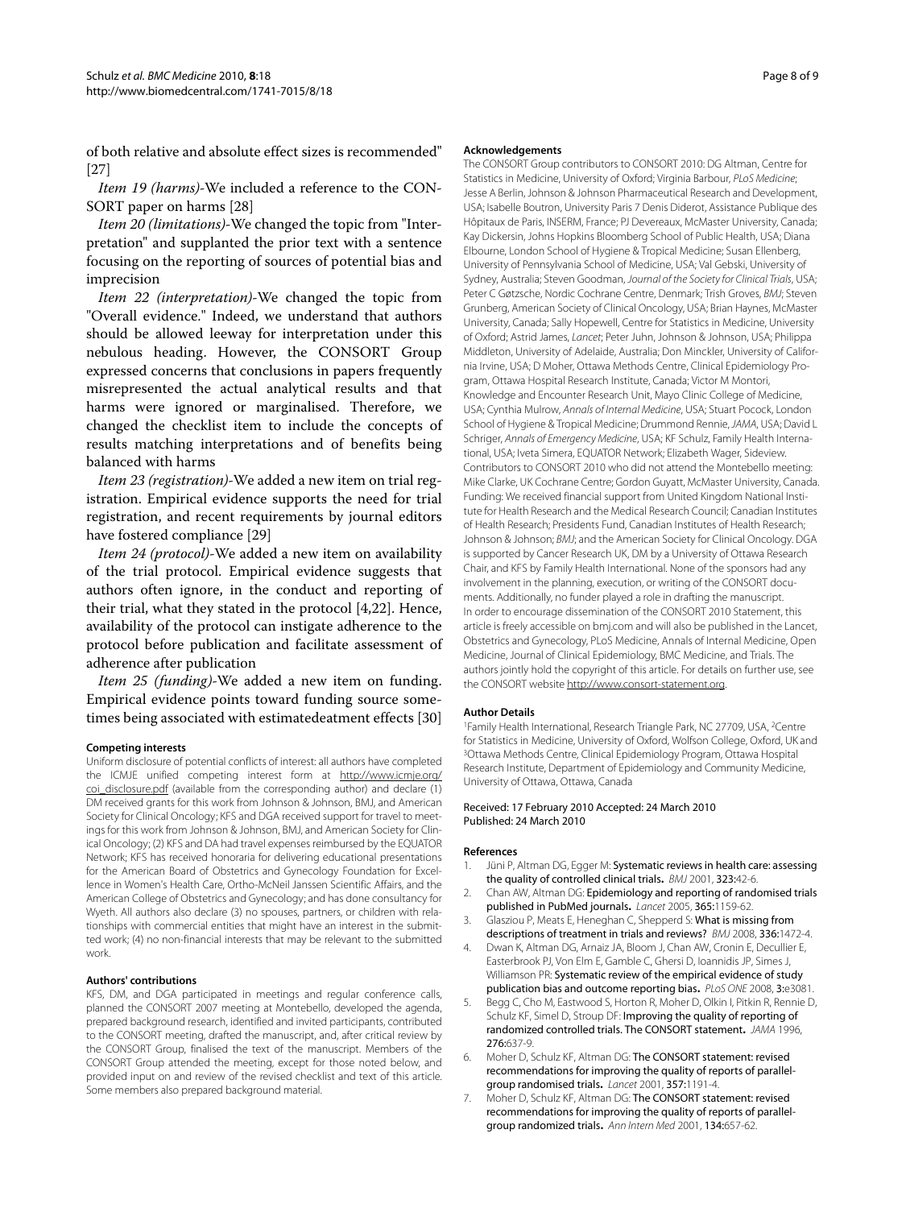of both relative and absolute effect sizes is recommended" [27]

*Item 19 (harms)*-We included a reference to the CONSORT paper on harms [28]

*Item 20 (limitations)*-We changed the topic from "Interpretation" and supplanted the prior text with a sentence focusing on the reporting of sources of potential bias and imprecision

*Item 22 (interpretation)*-We changed the topic from "Overall evidence." Indeed, we understand that authors should be allowed leeway for interpretation under this nebulous heading. However, the CONSORT Group expressed concerns that conclusions in papers frequently misrepresented the actual analytical results and that harms were ignored or marginalised. Therefore, we changed the checklist item to include the concepts of results matching interpretations and of benefits being balanced with harms

*Item 23 (registration)*-We added a new item on trial registration. Empirical evidence supports the need for trial registration, and recent requirements by journal editors have fostered compliance [29]

*Item 24 (protocol)*-We added a new item on availability of the trial protocol. Empirical evidence suggests that authors often ignore, in the conduct and reporting of their trial, what they stated in the protocol [4,22]. Hence, availability of the protocol can instigate adherence to the protocol before publication and facilitate assessment of adherence after publication

*Item 25 (funding)*-We added a new item on funding. Empirical evidence points toward funding source sometimes being associated with estimatedeatment effects [30]

#### Competing interests

Uniform disclosure of potential conflicts of interest: all authors have completed the ICMJE unified competing interest form at http://www.icmje.org/coi_disclosure.pdf (available from the corresponding author) and declare (1) DM received grants for this work from Johnson & Johnson, BMJ, and American Society for Clinical Oncology; KFS and DGA received support for travel to meetings for this work from Johnson & Johnson, BMJ, and American Society for Clinical Oncology; (2) KFS and DA had travel expenses reimbursed by the EQUATOR Network; KFS has received honoraria for delivering educational presentations for the American Board of Obstetrics and Gynecology Foundation for Excellence in Women's Health Care, Ortho-McNeil Janssen Scientific Affairs, and the American College of Obstetrics and Gynecology; and has done consultancy for Wyeth. All authors also declare (3) no spouses, partners, or children with relationships with commercial entities that might have an interest in the submitted work; (4) no non-financial interests that may be relevant to the submitted work.

#### Authors' contributions

KFS, DM, and DGA participated in meetings and regular conference calls, planned the CONSORT 2007 meeting at Montebello, developed the agenda, prepared background research, identified and invited participants, contributed to the CONSORT meeting, drafted the manuscript, and, after critical review by the CONSORT Group, finalised the text of the manuscript. Members of the CONSORT Group attended the meeting, except for those noted below, and provided input on and review of the revised checklist and text of this article. Some members also prepared background material.

#### Acknowledgements

The CONSORT Group contributors to CONSORT 2010: DG Altman, Centre for Statistics in Medicine, University of Oxford; Virginia Barbour, *PLoS Medicine*; Jesse A Berlin, Johnson & Johnson Pharmaceutical Research and Development, USA; Isabelle Boutron, University Paris 7 Denis Diderot, Assistance Publique des Hôpitaux de Paris, INSERM, France; PJ Devereaux, McMaster University, Canada; Kay Dickersin, Johns Hopkins Bloomberg School of Public Health, USA; Diana Elbourne, London School of Hygiene & Tropical Medicine; Susan Ellenberg, University of Pennsylvania School of Medicine, USA; Val Gebski, University of Sydney, Australia; Steven Goodman, *Journal of the Society for Clinical Trials*, USA; Peter C Gøtzsche, Nordic Cochrane Centre, Denmark; Trish Groves, *BMJ*; Steven Grunberg, American Society of Clinical Oncology, USA; Brian Haynes, McMaster University, Canada; Sally Hopewell, Centre for Statistics in Medicine, University of Oxford; Astrid James, *Lancet*; Peter Juhn, Johnson & Johnson, USA; Philippa Middleton, University of Adelaide, Australia; Don Minckler, University of California Irvine, USA; D Moher, Ottawa Methods Centre, Clinical Epidemiology Program, Ottawa Hospital Research Institute, Canada; Victor M Montori, Knowledge and Encounter Research Unit, Mayo Clinic College of Medicine, USA; Cynthia Mulrow, *Annals of Internal Medicine*, USA; Stuart Pocock, London School of Hygiene & Tropical Medicine; Drummond Rennie, *JAMA*, USA; David L Schriger, *Annals of Emergency Medicine*, USA; KF Schulz, Family Health International, USA; Iveta Simera, EQUATOR Network; Elizabeth Wager, Sideview. Contributors to CONSORT 2010 who did not attend the Montebello meeting: Mike Clarke, UK Cochrane Centre; Gordon Guyatt, McMaster University, Canada. Funding: We received financial support from United Kingdom National Institute for Health Research and the Medical Research Council; Canadian Institutes of Health Research; Presidents Fund, Canadian Institutes of Health Research; Johnson & Johnson; *BMJ*; and the American Society for Clinical Oncology. DGA is supported by Cancer Research UK, DM by a University of Ottawa Research Chair, and KFS by Family Health International. None of the sponsors had any involvement in the planning, execution, or writing of the CONSORT documents. Additionally, no funder played a role in drafting the manuscript. In order to encourage dissemination of the CONSORT 2010 Statement, this article is freely accessible on bmj.com and will also be published in the Lancet, Obstetrics and Gynecology, PLoS Medicine, Annals of Internal Medicine, Open Medicine, Journal of Clinical Epidemiology, BMC Medicine, and Trials. The authors jointly hold the copyright of this article. For details on further use, see the CONSORT website http://www.consort-statement.org.

#### Author Details

[1]Family Health International, Research Triangle Park, NC 27709, USA, [2]Centre for Statistics in Medicine, University of Oxford, Wolfson College, Oxford, UK and [3]Ottawa Methods Centre, Clinical Epidemiology Program, Ottawa Hospital Research Institute, Department of Epidemiology and Community Medicine, University of Ottawa, Ottawa, Canada

Received: 17 February 2010 Accepted: 24 March 2010
Published: 24 March 2010

#### References

1. Jüni P, Altman DG, Egger M: **Systematic reviews in health care: assessing the quality of controlled clinical trials.** *BMJ* 2001, **323:**42-6.
2. Chan AW, Altman DG: **Epidemiology and reporting of randomised trials published in PubMed journals.** *Lancet* 2005, **365:**1159-62.
3. Glasziou P, Meats E, Heneghan C, Shepperd S: **What is missing from descriptions of treatment in trials and reviews?** *BMJ* 2008, **336:**1472-4.
4. Dwan K, Altman DG, Arnaiz JA, Bloom J, Chan AW, Cronin E, Decullier E, Easterbrook PJ, Von Elm E, Gamble C, Ghersi D, Ioannidis JP, Simes J, Williamson PR: **Systematic review of the empirical evidence of study publication bias and outcome reporting bias.** *PLoS ONE* 2008, **3:**e3081.
5. Begg C, Cho M, Eastwood S, Horton R, Moher D, Olkin I, Pitkin R, Rennie D, Schulz KF, Simel D, Stroup DF: **Improving the quality of reporting of randomized controlled trials. The CONSORT statement.** *JAMA* 1996, **276:**637-9.
6. Moher D, Schulz KF, Altman DG: **The CONSORT statement: revised recommendations for improving the quality of reports of parallel-group randomised trials.** *Lancet* 2001, **357:**1191-4.
7. Moher D, Schulz KF, Altman DG: **The CONSORT statement: revised recommendations for improving the quality of reports of parallel-group randomized trials.** *Ann Intern Med* 2001, **134:**657-62.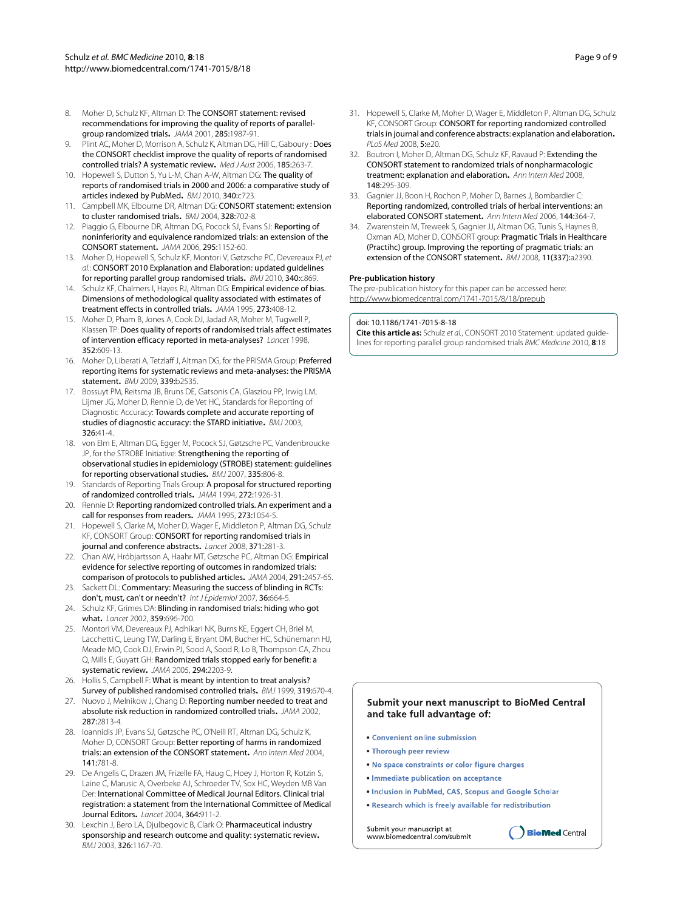8. Moher D, Schulz KF, Altman D: **The CONSORT statement: revised recommendations for improving the quality of reports of parallel-group randomized trials.** *JAMA* 2001, **285**:1987-91.
9. Plint AC, Moher D, Morrison A, Schulz K, Altman DG, Hill C, Gaboury : **Does the CONSORT checklist improve the quality of reports of randomised controlled trials? A systematic review.** *Med J Aust* 2006, **185**:263-7.
10. Hopewell S, Dutton S, Yu L-M, Chan A-W, Altman DG: **The quality of reports of randomised trials in 2000 and 2006: a comparative study of articles indexed by PubMed.** *BMJ* 2010, **340**:c723.
11. Campbell MK, Elbourne DR, Altman DG: **CONSORT statement: extension to cluster randomised trials.** *BMJ* 2004, **328**:702-8.
12. Piaggio G, Elbourne DR, Altman DG, Pocock SJ, Evans SJ: **Reporting of noninferiority and equivalence randomized trials: an extension of the CONSORT statement.** *JAMA* 2006, **295**:1152-60.
13. Moher D, Hopewell S, Schulz KF, Montori V, Gøtzsche PC, Devereaux PJ, *et al.*: **CONSORT 2010 Explanation and Elaboration: updated guidelines for reporting parallel group randomised trials.** *BMJ* 2010, **340**:c869.
14. Schulz KF, Chalmers I, Hayes RJ, Altman DG: **Empirical evidence of bias. Dimensions of methodological quality associated with estimates of treatment effects in controlled trials.** *JAMA* 1995, **273**:408-12.
15. Moher D, Pham B, Jones A, Cook DJ, Jadad AR, Moher M, Tugwell P, Klassen TP: **Does quality of reports of randomised trials affect estimates of intervention efficacy reported in meta-analyses?** *Lancet* 1998, **352**:609-13.
16. Moher D, Liberati A, Tetzlaff J, Altman DG, for the PRISMA Group: **Preferred reporting items for systematic reviews and meta-analyses: the PRISMA statement.** *BMJ* 2009, **339**:b2535.
17. Bossuyt PM, Reitsma JB, Bruns DE, Gatsonis CA, Glasziou PP, Irwig LM, Lijmer JG, Moher D, Rennie D, de Vet HC, Standards for Reporting of Diagnostic Accuracy: **Towards complete and accurate reporting of studies of diagnostic accuracy: the STARD initiative.** *BMJ* 2003, **326**:41-4.
18. von Elm E, Altman DG, Egger M, Pocock SJ, Gøtzsche PC, Vandenbroucke JP, for the STROBE Initiative: **Strengthening the reporting of observational studies in epidemiology (STROBE) statement: guidelines for reporting observational studies.** *BMJ* 2007, **335**:806-8.
19. Standards of Reporting Trials Group: **A proposal for structured reporting of randomized controlled trials.** *JAMA* 1994, **272**:1926-31.
20. Rennie D: **Reporting randomized controlled trials. An experiment and a call for responses from readers.** *JAMA* 1995, **273**:1054-5.
21. Hopewell S, Clarke M, Moher D, Wager E, Middleton P, Altman DG, Schulz KF, CONSORT Group: **CONSORT for reporting randomised trials in journal and conference abstracts.** *Lancet* 2008, **371**:281-3.
22. Chan AW, Hróbjartsson A, Haahr MT, Gøtzsche PC, Altman DG: **Empirical evidence for selective reporting of outcomes in randomized trials: comparison of protocols to published articles.** *JAMA* 2004, **291**:2457-65.
23. Sackett DL: **Commentary: Measuring the success of blinding in RCTs: don't, must, can't or needn't?** *Int J Epidemiol* 2007, **36**:664-5.
24. Schulz KF, Grimes DA: **Blinding in randomised trials: hiding who got what.** *Lancet* 2002, **359**:696-700.
25. Montori VM, Devereaux PJ, Adhikari NK, Burns KE, Eggert CH, Briel M, Lacchetti C, Leung TW, Darling E, Bryant DM, Bucher HC, Schünemann HJ, Meade MO, Cook DJ, Erwin PJ, Sood A, Sood R, Lo B, Thompson CA, Zhou Q, Mills E, Guyatt GH: **Randomized trials stopped early for benefit: a systematic review.** *JAMA* 2005, **294**:2203-9.
26. Hollis S, Campbell F: **What is meant by intention to treat analysis? Survey of published randomised controlled trials.** *BMJ* 1999, **319**:670-4.
27. Nuovo J, Melnikow J, Chang D: **Reporting number needed to treat and absolute risk reduction in randomized controlled trials.** *JAMA* 2002, **287**:2813-4.
28. Ioannidis JP, Evans SJ, Gøtzsche PC, O'Neill RT, Altman DG, Schulz K, Moher D, CONSORT Group: **Better reporting of harms in randomized trials: an extension of the CONSORT statement.** *Ann Intern Med* 2004, **141**:781-8.
29. De Angelis C, Drazen JM, Frizelle FA, Haug C, Hoey J, Horton R, Kotzin S, Laine C, Marusic A, Overbeke AJ, Schroeder TV, Sox HC, Weyden MB Van Der: **International Committee of Medical Journal Editors. Clinical trial registration: a statement from the International Committee of Medical Journal Editors.** *Lancet* 2004, **364**:911-2.
30. Lexchin J, Bero LA, Djulbegovic B, Clark O: **Pharmaceutical industry sponsorship and research outcome and quality: systematic review.** *BMJ* 2003, **326**:1167-70.
31. Hopewell S, Clarke M, Moher D, Wager E, Middleton P, Altman DG, Schulz KF, CONSORT Group: **CONSORT for reporting randomized controlled trials in journal and conference abstracts: explanation and elaboration.** *PLoS Med* 2008, **5**:e20.
32. Boutron I, Moher D, Altman DG, Schulz KF, Ravaud P: **Extending the CONSORT statement to randomized trials of nonpharmacologic treatment: explanation and elaboration.** *Ann Intern Med* 2008, **148**:295-309.
33. Gagnier JJ, Boon H, Rochon P, Moher D, Barnes J, Bombardier C: **Reporting randomized, controlled trials of herbal interventions: an elaborated CONSORT statement.** *Ann Intern Med* 2006, **144**:364-7.
34. Zwarenstein M, Treweek S, Gagnier JJ, Altman DG, Tunis S, Haynes B, Oxman AD, Moher D, CONSORT group: **Pragmatic Trials in Healthcare (Practihc) group. Improving the reporting of pragmatic trials: an extension of the CONSORT statement.** *BMJ* 2008, **11(337)**:a2390.

### Pre-publication history

The pre-publication history for this paper can be accessed here:
http://www.biomedcentral.com/1741-7015/8/18/prepub

doi: 10.1186/1741-7015-8-18
**Cite this article as:** Schulz *et al.*, CONSORT 2010 Statement: updated guidelines for reporting parallel group randomised trials *BMC Medicine* 2010, **8**:18

**Submit your next manuscript to BioMed Central and take full advantage of:**

- Convenient online submission
- Thorough peer review
- No space constraints or color figure charges
- Immediate publication on acceptance
- Inclusion in PubMed, CAS, Scopus and Google Scholar
- Research which is freely available for redistribution

Submit your manuscript at
www.biomedcentral.com/submit

BioMed Central